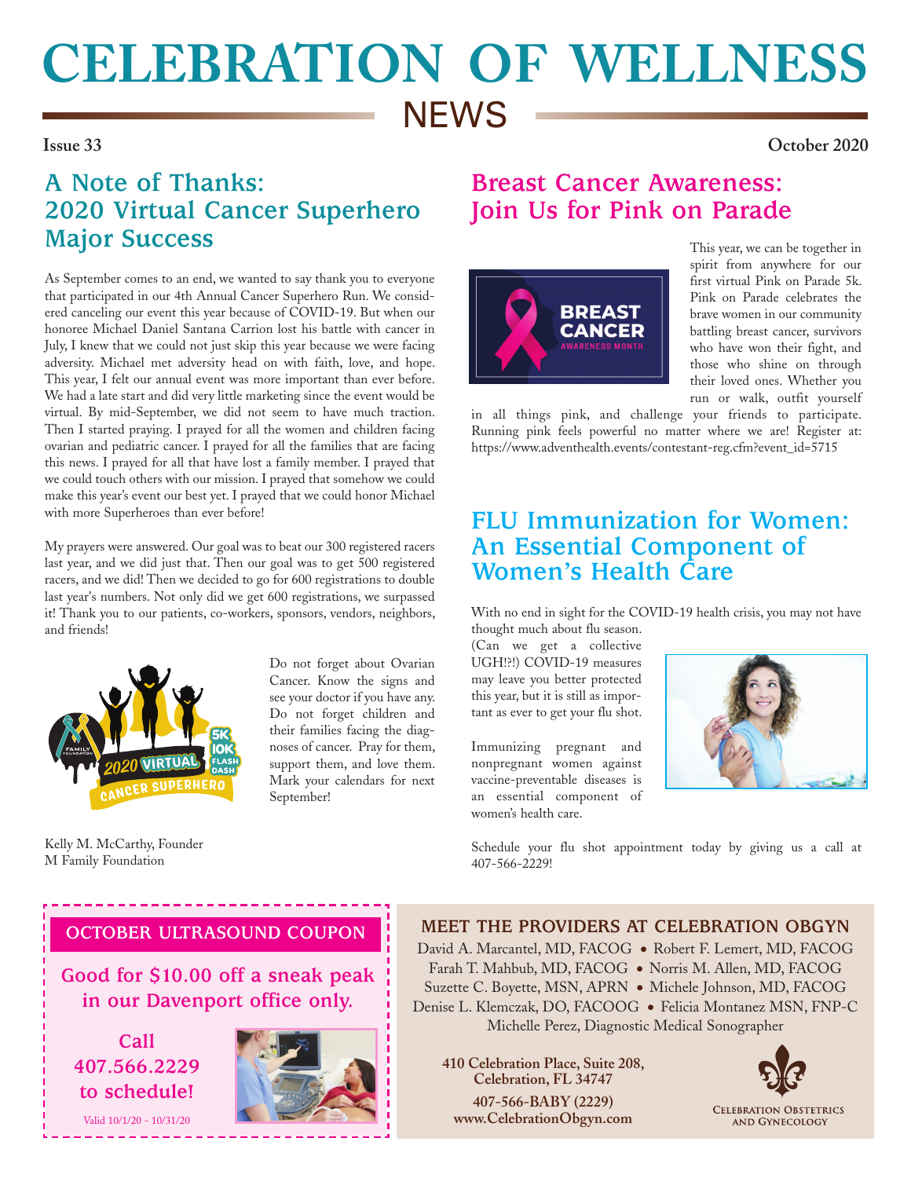# CELEBRATION OF WELLNESS NEWS

**Issue 33** **October 2020**

## A Note of Thanks: 2020 Virtual Cancer Superhero Major Success

As September comes to an end, we wanted to say thank you to everyone that participated in our 4th Annual Cancer Superhero Run. We considered canceling our event this year because of COVID-19. But when our honoree Michael Daniel Santana Carrion lost his battle with cancer in July, I knew that we could not just skip this year because we were facing adversity. Michael met adversity head on with faith, love, and hope. This year, I felt our annual event was more important than ever before. We had a late start and did very little marketing since the event would be virtual. By mid-September, we did not seem to have much traction. Then I started praying. I prayed for all the women and children facing ovarian and pediatric cancer. I prayed for all the families that are facing this news. I prayed for all that have lost a family member. I prayed that we could touch others with our mission. I prayed that somehow we could make this year's event our best yet. I prayed that we could honor Michael with more Superheroes than ever before!

My prayers were answered. Our goal was to beat our 300 registered racers last year, and we did just that. Then our goal was to get 500 registered racers, and we did! Then we decided to go for 600 registrations to double last year's numbers. Not only did we get 600 registrations, we surpassed it! Thank you to our patients, co-workers, sponsors, vendors, neighbors, and friends!

Do not forget about Ovarian Cancer. Know the signs and see your doctor if you have any. Do not forget children and their families facing the diagnoses of cancer. Pray for them, support them, and love them. Mark your calendars for next September!

Kelly M. McCarthy, Founder
M Family Foundation

## Breast Cancer Awareness: Join Us for Pink on Parade

This year, we can be together in spirit from anywhere for our first virtual Pink on Parade 5k. Pink on Parade celebrates the brave women in our community battling breast cancer, survivors who have won their fight, and those who shine on through their loved ones. Whether you run or walk, outfit yourself in all things pink, and challenge your friends to participate. Running pink feels powerful no matter where we are! Register at: https://www.adventhealth.events/contestant-reg.cfm?event_id=5715

## FLU Immunization for Women: An Essential Component of Women's Health Care

With no end in sight for the COVID-19 health crisis, you may not have thought much about flu season. (Can we get a collective UGH!?!) COVID-19 measures may leave you better protected this year, but it is still as important as ever to get your flu shot.

Immunizing pregnant and nonpregnant women against vaccine-preventable diseases is an essential component of women's health care.

Schedule your flu shot appointment today by giving us a call at 407-566-2229!

### OCTOBER ULTRASOUND COUPON

**Good for $10.00 off a sneak peak in our Davenport office only.**

**Call 407.566.2229 to schedule!**

Valid 10/1/20 - 10/31/20

### MEET THE PROVIDERS AT CELEBRATION OBGYN

David A. Marcantel, MD, FACOG • Robert F. Lemert, MD, FACOG
Farah T. Mahbub, MD, FACOG • Norris M. Allen, MD, FACOG
Suzette C. Boyette, MSN, APRN • Michele Johnson, MD, FACOG
Denise L. Klemczak, DO, FACOOG • Felicia Montanez MSN, FNP-C
Michelle Perez, Diagnostic Medical Sonographer

**410 Celebration Place, Suite 208, Celebration, FL 34747**
**407-566-BABY (2229)**
**www.CelebrationObgyn.com**

Celebration Obstetrics and Gynecology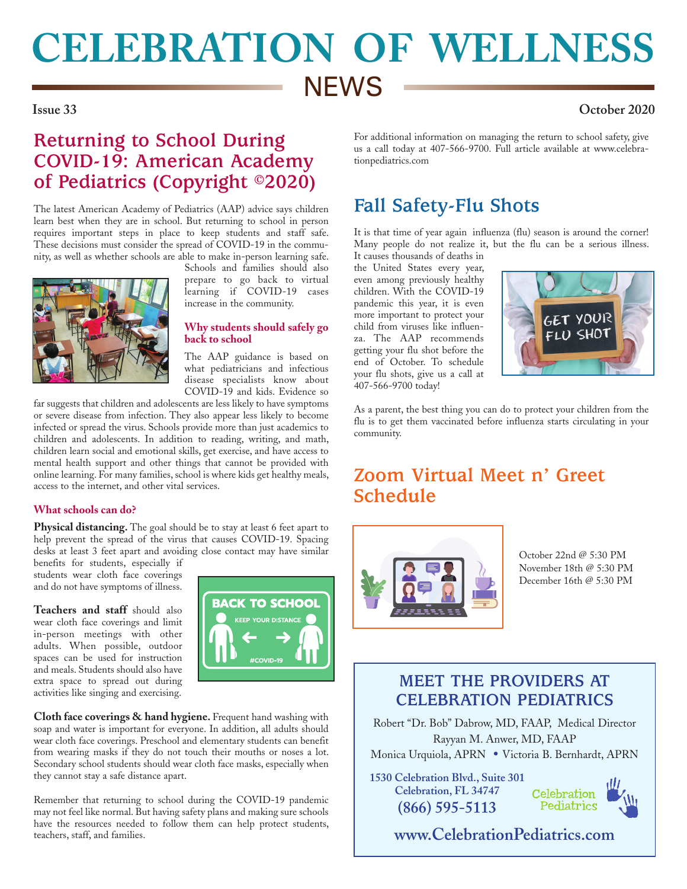# CELEBRATION OF WELLNESS NEWS

**Issue 33** **October 2020**

## Returning to School During COVID-19: American Academy of Pediatrics (Copyright ©2020)

The latest American Academy of Pediatrics (AAP) advice says children learn best when they are in school. But returning to school in person requires important steps in place to keep students and staff safe. These decisions must consider the spread of COVID-19 in the community, as well as whether schools are able to make in-person learning safe. Schools and families should also prepare to go back to virtual learning if COVID-19 cases increase in the community.

### Why students should safely go back to school

The AAP guidance is based on what pediatricians and infectious disease specialists know about COVID-19 and kids. Evidence so far suggests that children and adolescents are less likely to have symptoms or severe disease from infection. They also appear less likely to become infected or spread the virus. Schools provide more than just academics to children and adolescents. In addition to reading, writing, and math, children learn social and emotional skills, get exercise, and have access to mental health support and other things that cannot be provided with online learning. For many families, school is where kids get healthy meals, access to the internet, and other vital services.

### What schools can do?

**Physical distancing.** The goal should be to stay at least 6 feet apart to help prevent the spread of the virus that causes COVID-19. Spacing desks at least 3 feet apart and avoiding close contact may have similar benefits for students, especially if students wear cloth face coverings and do not have symptoms of illness.

**Teachers and staff** should also wear cloth face coverings and limit in-person meetings with other adults. When possible, outdoor spaces can be used for instruction and meals. Students should also have extra space to spread out during activities like singing and exercising.

BACK TO SCHOOL
KEEP YOUR DISTANCE
#COVID-19

**Cloth face coverings & hand hygiene.** Frequent hand washing with soap and water is important for everyone. In addition, all adults should wear cloth face coverings. Preschool and elementary students can benefit from wearing masks if they do not touch their mouths or noses a lot. Secondary school students should wear cloth face masks, especially when they cannot stay a safe distance apart.

Remember that returning to school during the COVID-19 pandemic may not feel like normal. But having safety plans and making sure schools have the resources needed to follow them can help protect students, teachers, staff, and families.

For additional information on managing the return to school safety, give us a call today at 407-566-9700. Full article available at www.celebrationpediatrics.com

## Fall Safety-Flu Shots

It is that time of year again influenza (flu) season is around the corner! Many people do not realize it, but the flu can be a serious illness. It causes thousands of deaths in the United States every year, even among previously healthy children. With the COVID-19 pandemic this year, it is even more important to protect your child from viruses like influenza. The AAP recommends getting your flu shot before the end of October. To schedule your flu shots, give us a call at 407-566-9700 today!

GET YOUR FLU SHOT

As a parent, the best thing you can do to protect your children from the flu is to get them vaccinated before influenza starts circulating in your community.

## Zoom Virtual Meet n' Greet Schedule

October 22nd @ 5:30 PM
November 18th @ 5:30 PM
December 16th @ 5:30 PM

## MEET THE PROVIDERS AT CELEBRATION PEDIATRICS

Robert "Dr. Bob" Dabrow, MD, FAAP, Medical Director
Rayyan M. Anwer, MD, FAAP
Monica Urquiola, APRN • Victoria B. Bernhardt, APRN

**1530 Celebration Blvd., Suite 301**
**Celebration, FL 34747**
**(866) 595-5113**

Celebration Pediatrics

**www.CelebrationPediatrics.com**